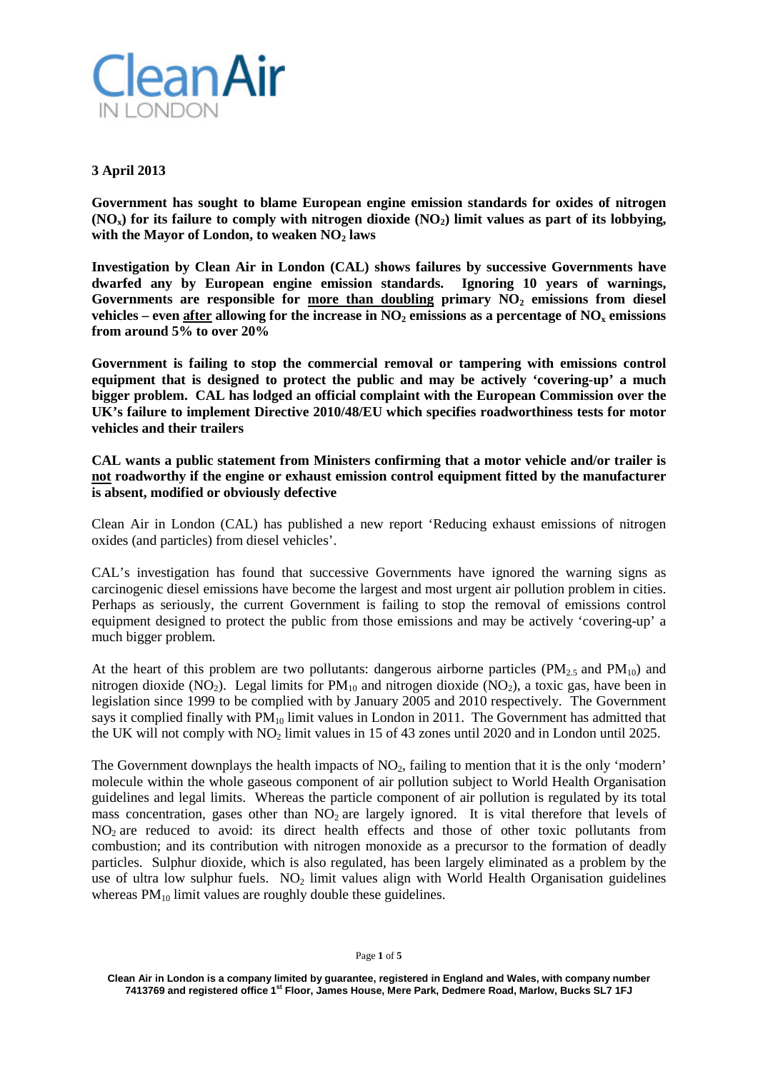**Clean Air IN LONDON**

**3 April 2013**

**Government has sought to blame European engine emission standards for oxides of nitrogen ($NO_x$) for its failure to comply with nitrogen dioxide ($NO_2$) limit values as part of its lobbying, with the Mayor of London, to weaken $NO_2$ laws**

**Investigation by Clean Air in London (CAL) shows failures by successive Governments have dwarfed any by European engine emission standards. Ignoring 10 years of warnings, Governments are responsible for <u>more than doubling</u> primary $NO_2$ emissions from diesel vehicles – even <u>after</u> allowing for the increase in $NO_2$ emissions as a percentage of $NO_x$ emissions from around 5% to over 20%**

**Government is failing to stop the commercial removal or tampering with emissions control equipment that is designed to protect the public and may be actively 'covering-up' a much bigger problem. CAL has lodged an official complaint with the European Commission over the UK's failure to implement Directive 2010/48/EU which specifies roadworthiness tests for motor vehicles and their trailers**

**CAL wants a public statement from Ministers confirming that a motor vehicle and/or trailer is <u>not</u> roadworthy if the engine or exhaust emission control equipment fitted by the manufacturer is absent, modified or obviously defective**

Clean Air in London (CAL) has published a new report 'Reducing exhaust emissions of nitrogen oxides (and particles) from diesel vehicles'.

CAL's investigation has found that successive Governments have ignored the warning signs as carcinogenic diesel emissions have become the largest and most urgent air pollution problem in cities. Perhaps as seriously, the current Government is failing to stop the removal of emissions control equipment designed to protect the public from those emissions and may be actively 'covering-up' a much bigger problem.

At the heart of this problem are two pollutants: dangerous airborne particles ($PM_{2.5}$ and $PM_{10}$) and nitrogen dioxide ($NO_2$). Legal limits for $PM_{10}$ and nitrogen dioxide ($NO_2$), a toxic gas, have been in legislation since 1999 to be complied with by January 2005 and 2010 respectively. The Government says it complied finally with $PM_{10}$ limit values in London in 2011. The Government has admitted that the UK will not comply with $NO_2$ limit values in 15 of 43 zones until 2020 and in London until 2025.

The Government downplays the health impacts of $NO_2$, failing to mention that it is the only 'modern' molecule within the whole gaseous component of air pollution subject to World Health Organisation guidelines and legal limits. Whereas the particle component of air pollution is regulated by its total mass concentration, gases other than $NO_2$ are largely ignored. It is vital therefore that levels of $NO_2$ are reduced to avoid: its direct health effects and those of other toxic pollutants from combustion; and its contribution with nitrogen monoxide as a precursor to the formation of deadly particles. Sulphur dioxide, which is also regulated, has been largely eliminated as a problem by the use of ultra low sulphur fuels. $NO_2$ limit values align with World Health Organisation guidelines whereas $PM_{10}$ limit values are roughly double these guidelines.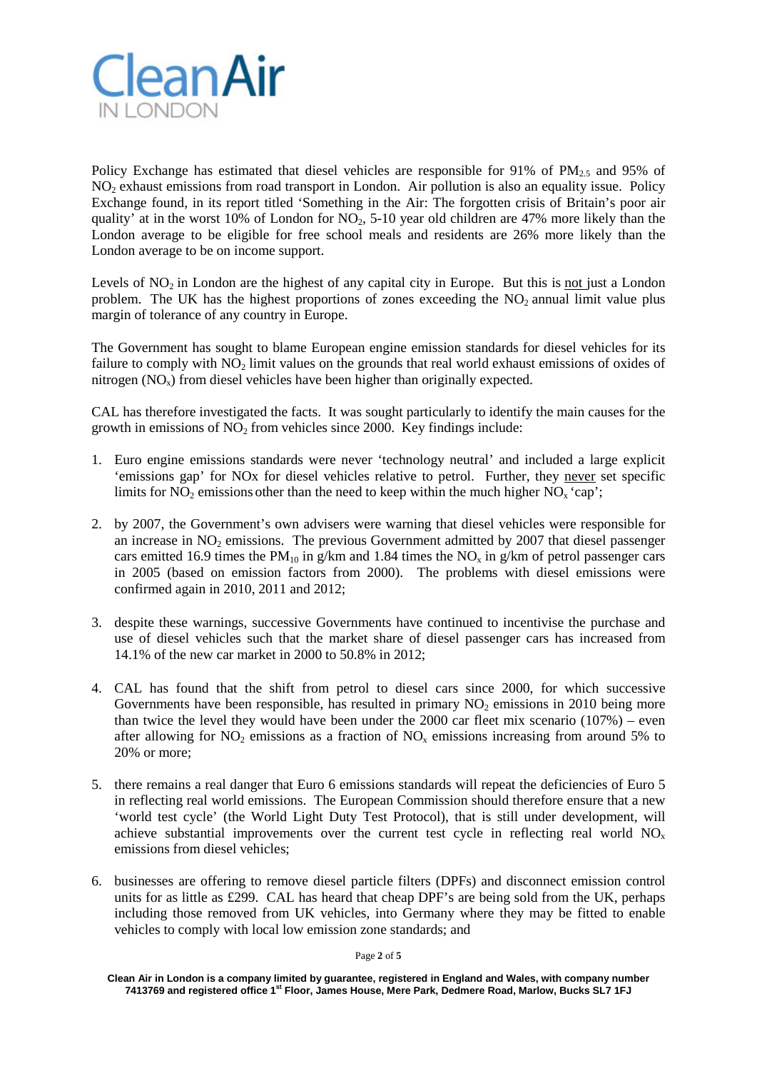Policy Exchange has estimated that diesel vehicles are responsible for 91% of $PM_{2.5}$ and 95% of $NO_2$ exhaust emissions from road transport in London. Air pollution is also an equality issue. Policy Exchange found, in its report titled 'Something in the Air: The forgotten crisis of Britain's poor air quality' at in the worst 10% of London for $NO_2$, 5-10 year old children are 47% more likely than the London average to be eligible for free school meals and residents are 26% more likely than the London average to be on income support.

Levels of $NO_2$ in London are the highest of any capital city in Europe. But this is not just a London problem. The UK has the highest proportions of zones exceeding the $NO_2$ annual limit value plus margin of tolerance of any country in Europe.

The Government has sought to blame European engine emission standards for diesel vehicles for its failure to comply with $NO_2$ limit values on the grounds that real world exhaust emissions of oxides of nitrogen ($NO_x$) from diesel vehicles have been higher than originally expected.

CAL has therefore investigated the facts. It was sought particularly to identify the main causes for the growth in emissions of $NO_2$ from vehicles since 2000. Key findings include:

1. Euro engine emissions standards were never 'technology neutral' and included a large explicit 'emissions gap' for NOx for diesel vehicles relative to petrol. Further, they never set specific limits for $NO_2$ emissions other than the need to keep within the much higher $NO_x$ 'cap';

2. by 2007, the Government's own advisers were warning that diesel vehicles were responsible for an increase in $NO_2$ emissions. The previous Government admitted by 2007 that diesel passenger cars emitted 16.9 times the $PM_{10}$ in g/km and 1.84 times the $NO_x$ in g/km of petrol passenger cars in 2005 (based on emission factors from 2000). The problems with diesel emissions were confirmed again in 2010, 2011 and 2012;

3. despite these warnings, successive Governments have continued to incentivise the purchase and use of diesel vehicles such that the market share of diesel passenger cars has increased from 14.1% of the new car market in 2000 to 50.8% in 2012;

4. CAL has found that the shift from petrol to diesel cars since 2000, for which successive Governments have been responsible, has resulted in primary $NO_2$ emissions in 2010 being more than twice the level they would have been under the 2000 car fleet mix scenario (107%) – even after allowing for $NO_2$ emissions as a fraction of $NO_x$ emissions increasing from around 5% to 20% or more;

5. there remains a real danger that Euro 6 emissions standards will repeat the deficiencies of Euro 5 in reflecting real world emissions. The European Commission should therefore ensure that a new 'world test cycle' (the World Light Duty Test Protocol), that is still under development, will achieve substantial improvements over the current test cycle in reflecting real world $NO_x$ emissions from diesel vehicles;

6. businesses are offering to remove diesel particle filters (DPFs) and disconnect emission control units for as little as £299. CAL has heard that cheap DPF's are being sold from the UK, perhaps including those removed from UK vehicles, into Germany where they may be fitted to enable vehicles to comply with local low emission zone standards; and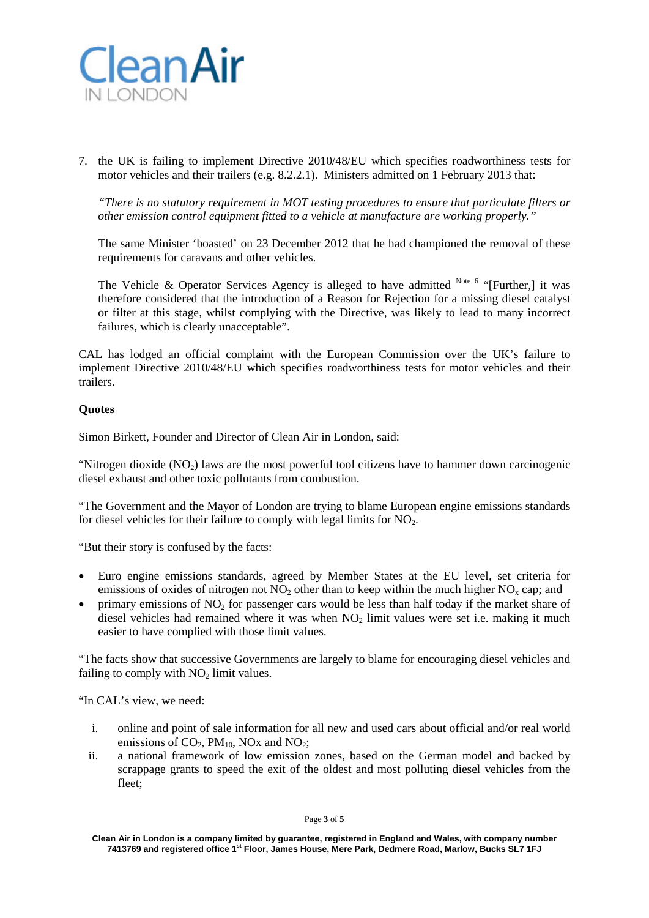7. the UK is failing to implement Directive 2010/48/EU which specifies roadworthiness tests for motor vehicles and their trailers (e.g. 8.2.2.1). Ministers admitted on 1 February 2013 that:

   *"There is no statutory requirement in MOT testing procedures to ensure that particulate filters or other emission control equipment fitted to a vehicle at manufacture are working properly."*

   The same Minister 'boasted' on 23 December 2012 that he had championed the removal of these requirements for caravans and other vehicles.

   The Vehicle & Operator Services Agency is alleged to have admitted [Note 6] "[Further,] it was therefore considered that the introduction of a Reason for Rejection for a missing diesel catalyst or filter at this stage, whilst complying with the Directive, was likely to lead to many incorrect failures, which is clearly unacceptable".

CAL has lodged an official complaint with the European Commission over the UK's failure to implement Directive 2010/48/EU which specifies roadworthiness tests for motor vehicles and their trailers.

**Quotes**

Simon Birkett, Founder and Director of Clean Air in London, said:

"Nitrogen dioxide ($NO_2$) laws are the most powerful tool citizens have to hammer down carcinogenic diesel exhaust and other toxic pollutants from combustion.

"The Government and the Mayor of London are trying to blame European engine emissions standards for diesel vehicles for their failure to comply with legal limits for $NO_2$.

"But their story is confused by the facts:

- Euro engine emissions standards, agreed by Member States at the EU level, set criteria for emissions of oxides of nitrogen <u>not</u> $NO_2$ other than to keep within the much higher $NO_x$ cap; and
- primary emissions of $NO_2$ for passenger cars would be less than half today if the market share of diesel vehicles had remained where it was when $NO_2$ limit values were set i.e. making it much easier to have complied with those limit values.

"The facts show that successive Governments are largely to blame for encouraging diesel vehicles and failing to comply with $NO_2$ limit values.

"In CAL's view, we need:

i. online and point of sale information for all new and used cars about official and/or real world emissions of $CO_2$, $PM_{10}$, NOx and $NO_2$;
ii. a national framework of low emission zones, based on the German model and backed by scrappage grants to speed the exit of the oldest and most polluting diesel vehicles from the fleet;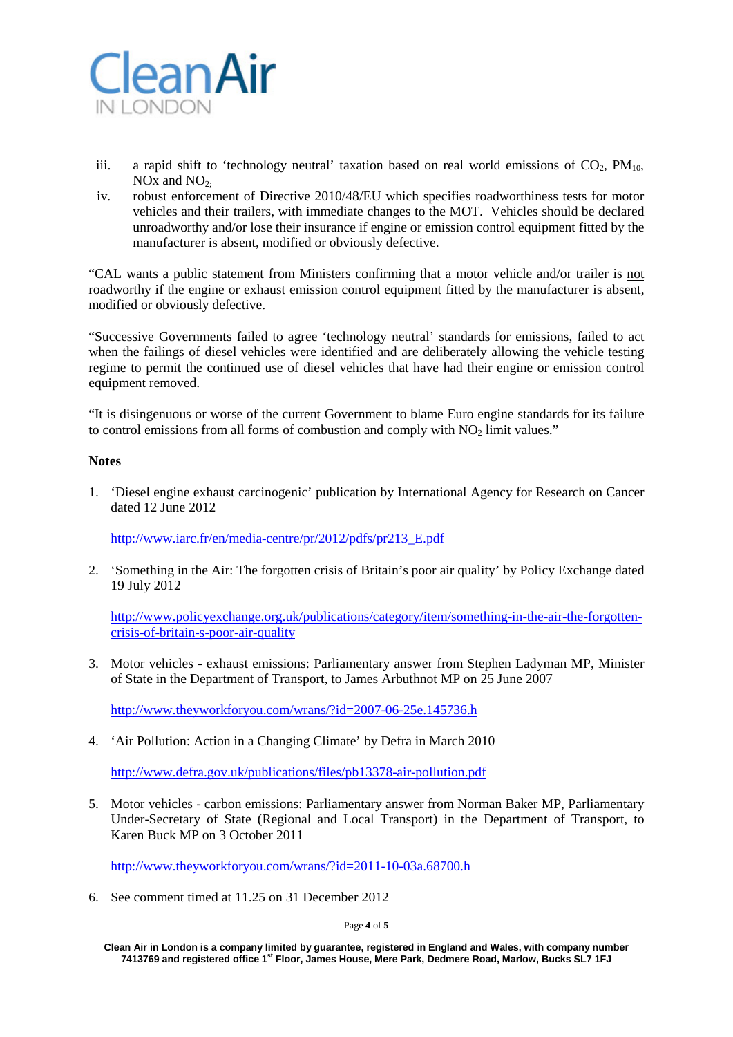iii. a rapid shift to 'technology neutral' taxation based on real world emissions of $CO_2$, $PM_{10}$, NOx and $NO_2$;
iv. robust enforcement of Directive 2010/48/EU which specifies roadworthiness tests for motor vehicles and their trailers, with immediate changes to the MOT. Vehicles should be declared unroadworthy and/or lose their insurance if engine or emission control equipment fitted by the manufacturer is absent, modified or obviously defective.

"CAL wants a public statement from Ministers confirming that a motor vehicle and/or trailer is not roadworthy if the engine or exhaust emission control equipment fitted by the manufacturer is absent, modified or obviously defective.

"Successive Governments failed to agree 'technology neutral' standards for emissions, failed to act when the failings of diesel vehicles were identified and are deliberately allowing the vehicle testing regime to permit the continued use of diesel vehicles that have had their engine or emission control equipment removed.

"It is disingenuous or worse of the current Government to blame Euro engine standards for its failure to control emissions from all forms of combustion and comply with $NO_2$ limit values."

**Notes**

1. 'Diesel engine exhaust carcinogenic' publication by International Agency for Research on Cancer dated 12 June 2012

   http://www.iarc.fr/en/media-centre/pr/2012/pdfs/pr213_E.pdf

2. 'Something in the Air: The forgotten crisis of Britain's poor air quality' by Policy Exchange dated 19 July 2012

   http://www.policyexchange.org.uk/publications/category/item/something-in-the-air-the-forgotten-crisis-of-britain-s-poor-air-quality

3. Motor vehicles - exhaust emissions: Parliamentary answer from Stephen Ladyman MP, Minister of State in the Department of Transport, to James Arbuthnot MP on 25 June 2007

   http://www.theyworkforyou.com/wrans/?id=2007-06-25e.145736.h

4. 'Air Pollution: Action in a Changing Climate' by Defra in March 2010

   http://www.defra.gov.uk/publications/files/pb13378-air-pollution.pdf

5. Motor vehicles - carbon emissions: Parliamentary answer from Norman Baker MP, Parliamentary Under-Secretary of State (Regional and Local Transport) in the Department of Transport, to Karen Buck MP on 3 October 2011

   http://www.theyworkforyou.com/wrans/?id=2011-10-03a.68700.h

6. See comment timed at 11.25 on 31 December 2012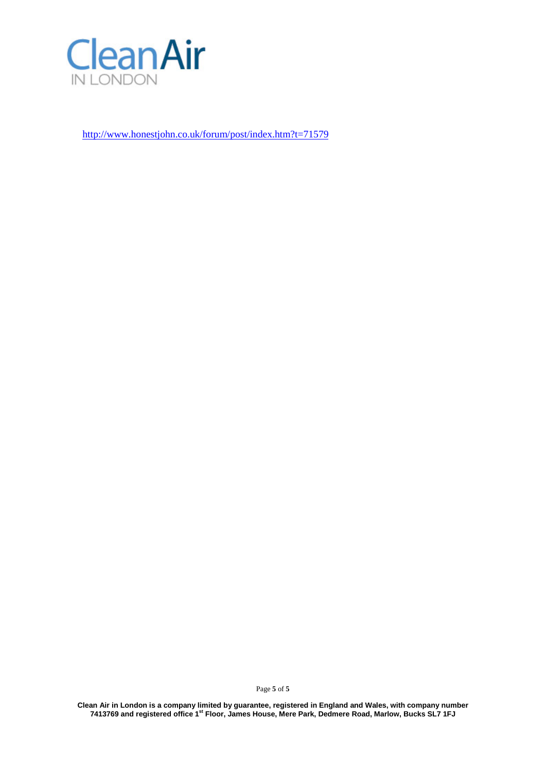http://www.honestjohn.co.uk/forum/post/index.htm?t=71579

**Clean Air in London is a company limited by guarantee, registered in England and Wales, with company number 7413769 and registered office 1st Floor, James House, Mere Park, Dedmere Road, Marlow, Bucks SL7 1FJ**